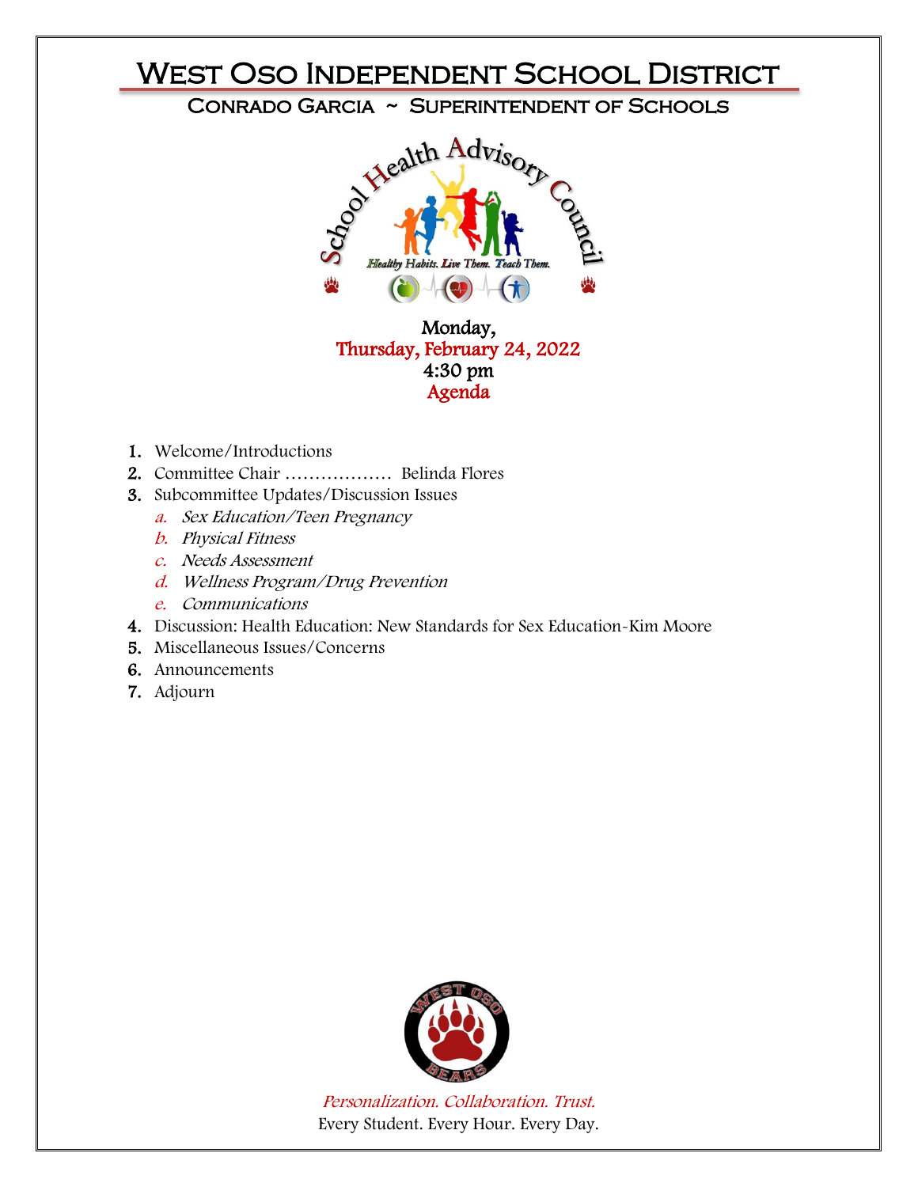# West Oso Independent School District

## Conrado Garcia ~ Superintendent of Schools

School Health Advisory Council

*Healthy Habits. Live Them. Teach Them.*

Monday,
Thursday, February 24, 2022
4:30 pm
Agenda

1. Welcome/Introductions
2. Committee Chair ……………… Belinda Flores
3. Subcommittee Updates/Discussion Issues
   a. *Sex Education/Teen Pregnancy*
   b. *Physical Fitness*
   c. *Needs Assessment*
   d. *Wellness Program/Drug Prevention*
   e. *Communications*
4. Discussion: Health Education: New Standards for Sex Education-Kim Moore
5. Miscellaneous Issues/Concerns
6. Announcements
7. Adjourn

West Oso Bears

*Personalization. Collaboration. Trust.*
Every Student. Every Hour. Every Day.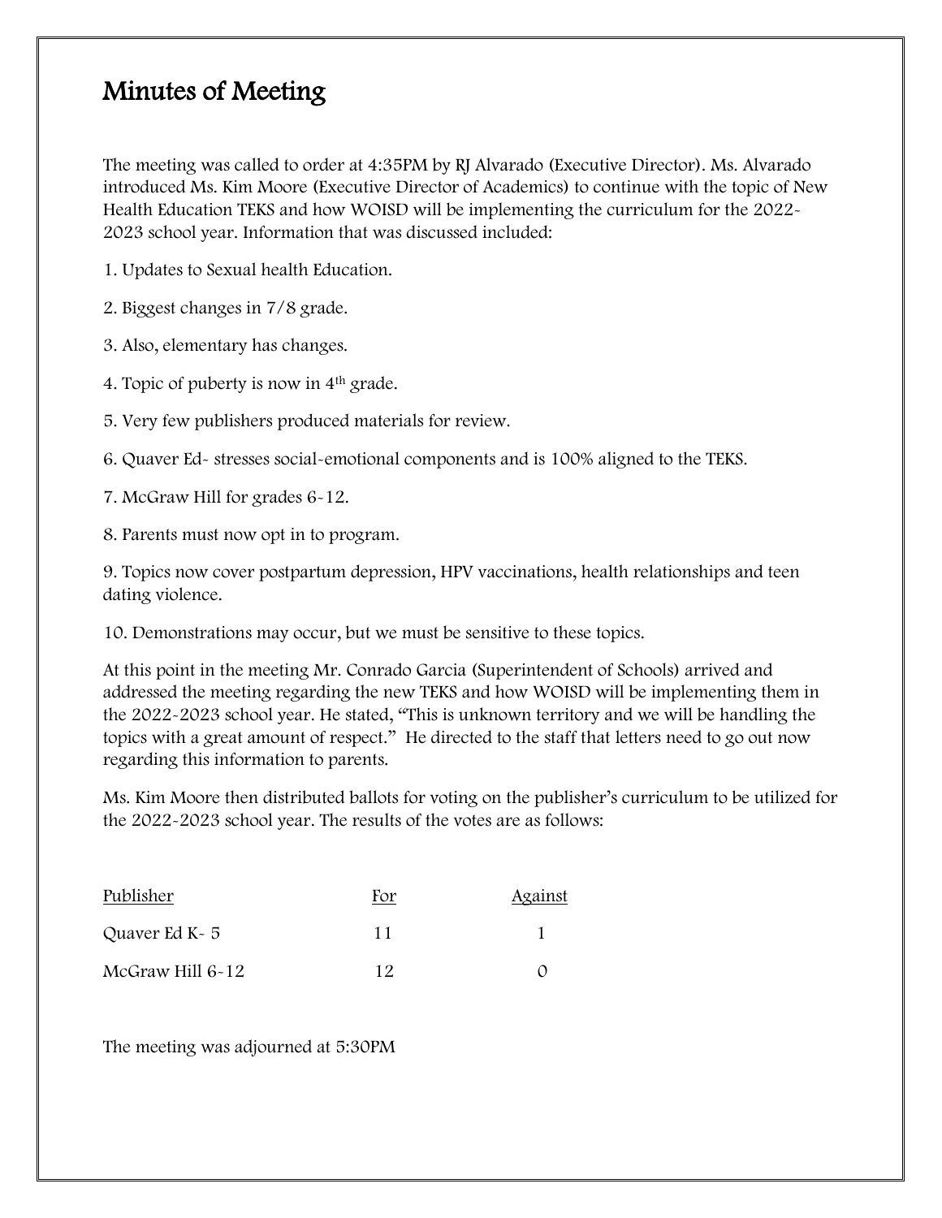# Minutes of Meeting

The meeting was called to order at 4:35PM by RJ Alvarado (Executive Director). Ms. Alvarado introduced Ms. Kim Moore (Executive Director of Academics) to continue with the topic of New Health Education TEKS and how WOISD will be implementing the curriculum for the 2022-2023 school year. Information that was discussed included:

1. Updates to Sexual health Education.
2. Biggest changes in 7/8 grade.
3. Also, elementary has changes.
4. Topic of puberty is now in 4th grade.
5. Very few publishers produced materials for review.
6. Quaver Ed- stresses social-emotional components and is 100% aligned to the TEKS.
7. McGraw Hill for grades 6-12.
8. Parents must now opt in to program.
9. Topics now cover postpartum depression, HPV vaccinations, health relationships and teen dating violence.
10. Demonstrations may occur, but we must be sensitive to these topics.

At this point in the meeting Mr. Conrado Garcia (Superintendent of Schools) arrived and addressed the meeting regarding the new TEKS and how WOISD will be implementing them in the 2022-2023 school year. He stated, "This is unknown territory and we will be handling the topics with a great amount of respect." He directed to the staff that letters need to go out now regarding this information to parents.

Ms. Kim Moore then distributed ballots for voting on the publisher's curriculum to be utilized for the 2022-2023 school year. The results of the votes are as follows:

| Publisher | For | Against |
| --- | --- | --- |
| Quaver Ed K- 5 | 11 | 1 |
| McGraw Hill 6-12 | 12 | 0 |

The meeting was adjourned at 5:30PM